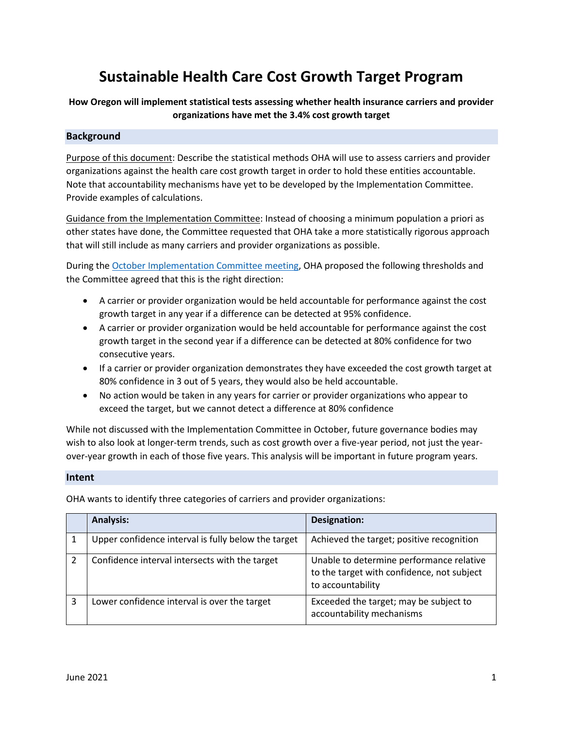# Sustainable Health Care Cost Growth Target Program

**How Oregon will implement statistical tests assessing whether health insurance carriers and provider organizations have met the 3.4% cost growth target**

## Background

Purpose of this document: Describe the statistical methods OHA will use to assess carriers and provider organizations against the health care cost growth target in order to hold these entities accountable. Note that accountability mechanisms have yet to be developed by the Implementation Committee. Provide examples of calculations.

Guidance from the Implementation Committee: Instead of choosing a minimum population a priori as other states have done, the Committee requested that OHA take a more statistically rigorous approach that will still include as many carriers and provider organizations as possible.

During the October Implementation Committee meeting, OHA proposed the following thresholds and the Committee agreed that this is the right direction:

- A carrier or provider organization would be held accountable for performance against the cost growth target in any year if a difference can be detected at 95% confidence.
- A carrier or provider organization would be held accountable for performance against the cost growth target in the second year if a difference can be detected at 80% confidence for two consecutive years.
- If a carrier or provider organization demonstrates they have exceeded the cost growth target at 80% confidence in 3 out of 5 years, they would also be held accountable.
- No action would be taken in any years for carrier or provider organizations who appear to exceed the target, but we cannot detect a difference at 80% confidence

While not discussed with the Implementation Committee in October, future governance bodies may wish to also look at longer-term trends, such as cost growth over a five-year period, not just the year-over-year growth in each of those five years. This analysis will be important in future program years.

## Intent

OHA wants to identify three categories of carriers and provider organizations:

| | Analysis: | Designation: |
|---|---|---|
| 1 | Upper confidence interval is fully below the target | Achieved the target; positive recognition |
| 2 | Confidence interval intersects with the target | Unable to determine performance relative to the target with confidence, not subject to accountability |
| 3 | Lower confidence interval is over the target | Exceeded the target; may be subject to accountability mechanisms |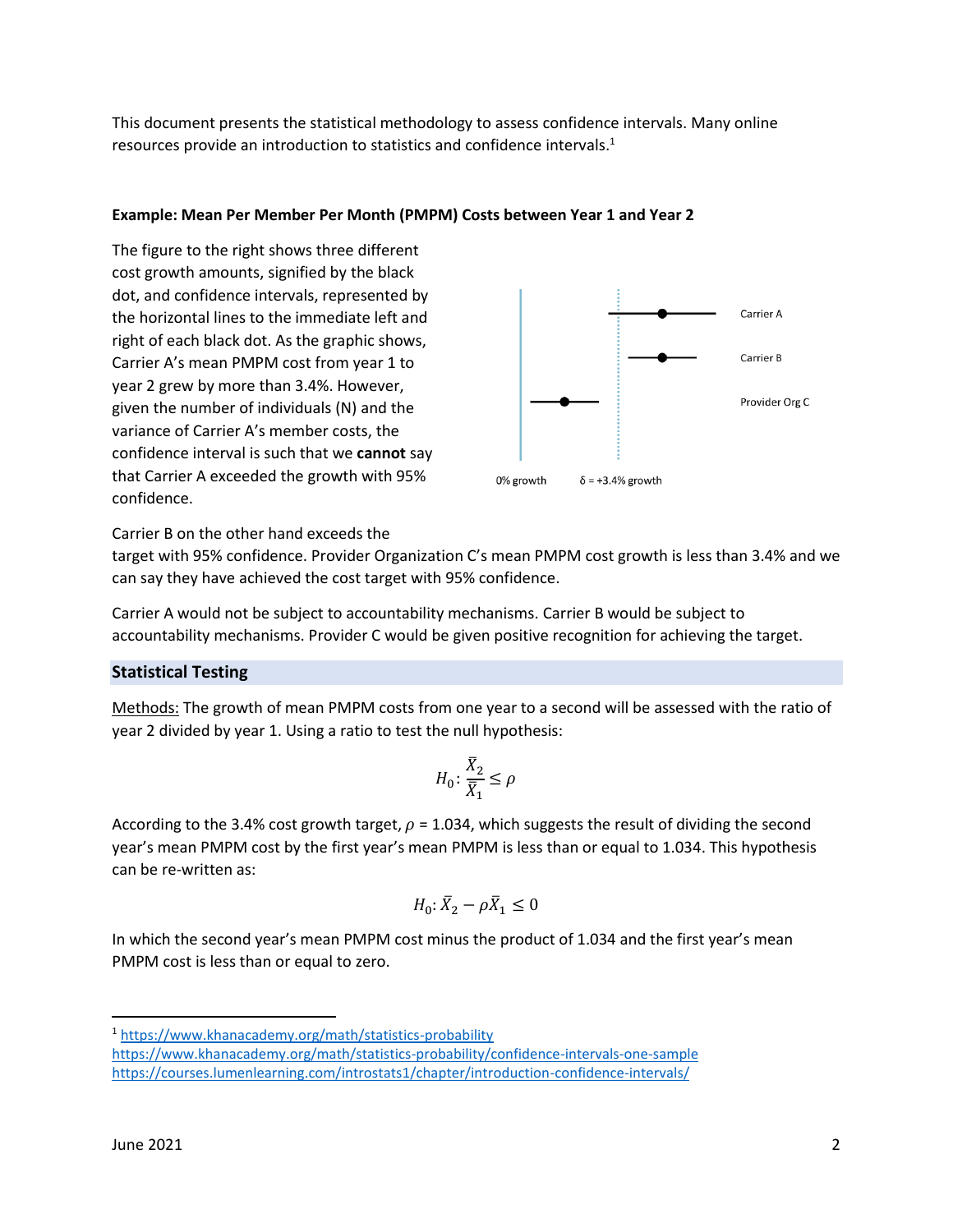This document presents the statistical methodology to assess confidence intervals. Many online resources provide an introduction to statistics and confidence intervals.[1]

**Example: Mean Per Member Per Month (PMPM) Costs between Year 1 and Year 2**

The figure to the right shows three different cost growth amounts, signified by the black dot, and confidence intervals, represented by the horizontal lines to the immediate left and right of each black dot. As the graphic shows, Carrier A's mean PMPM cost from year 1 to year 2 grew by more than 3.4%. However, given the number of individuals (N) and the variance of Carrier A's member costs, the confidence interval is such that we **cannot** say that Carrier A exceeded the growth with 95% confidence.

Carrier A

Carrier B

Provider Org C

0% growth

δ = +3.4% growth

Carrier B on the other hand exceeds the target with 95% confidence. Provider Organization C's mean PMPM cost growth is less than 3.4% and we can say they have achieved the cost target with 95% confidence.

Carrier A would not be subject to accountability mechanisms. Carrier B would be subject to accountability mechanisms. Provider C would be given positive recognition for achieving the target.

## Statistical Testing

Methods: The growth of mean PMPM costs from one year to a second will be assessed with the ratio of year 2 divided by year 1. Using a ratio to test the null hypothesis:

$$H_0: \frac{\bar{X}_2}{\bar{X}_1} \leq \rho$$

According to the 3.4% cost growth target, $\rho$ = 1.034, which suggests the result of dividing the second year's mean PMPM cost by the first year's mean PMPM is less than or equal to 1.034. This hypothesis can be re-written as:

$$H_0: \bar{X}_2 - \rho\bar{X}_1 \leq 0$$

In which the second year's mean PMPM cost minus the product of 1.034 and the first year's mean PMPM cost is less than or equal to zero.

---

[1] https://www.khanacademy.org/math/statistics-probability
https://www.khanacademy.org/math/statistics-probability/confidence-intervals-one-sample
https://courses.lumenlearning.com/introstats1/chapter/introduction-confidence-intervals/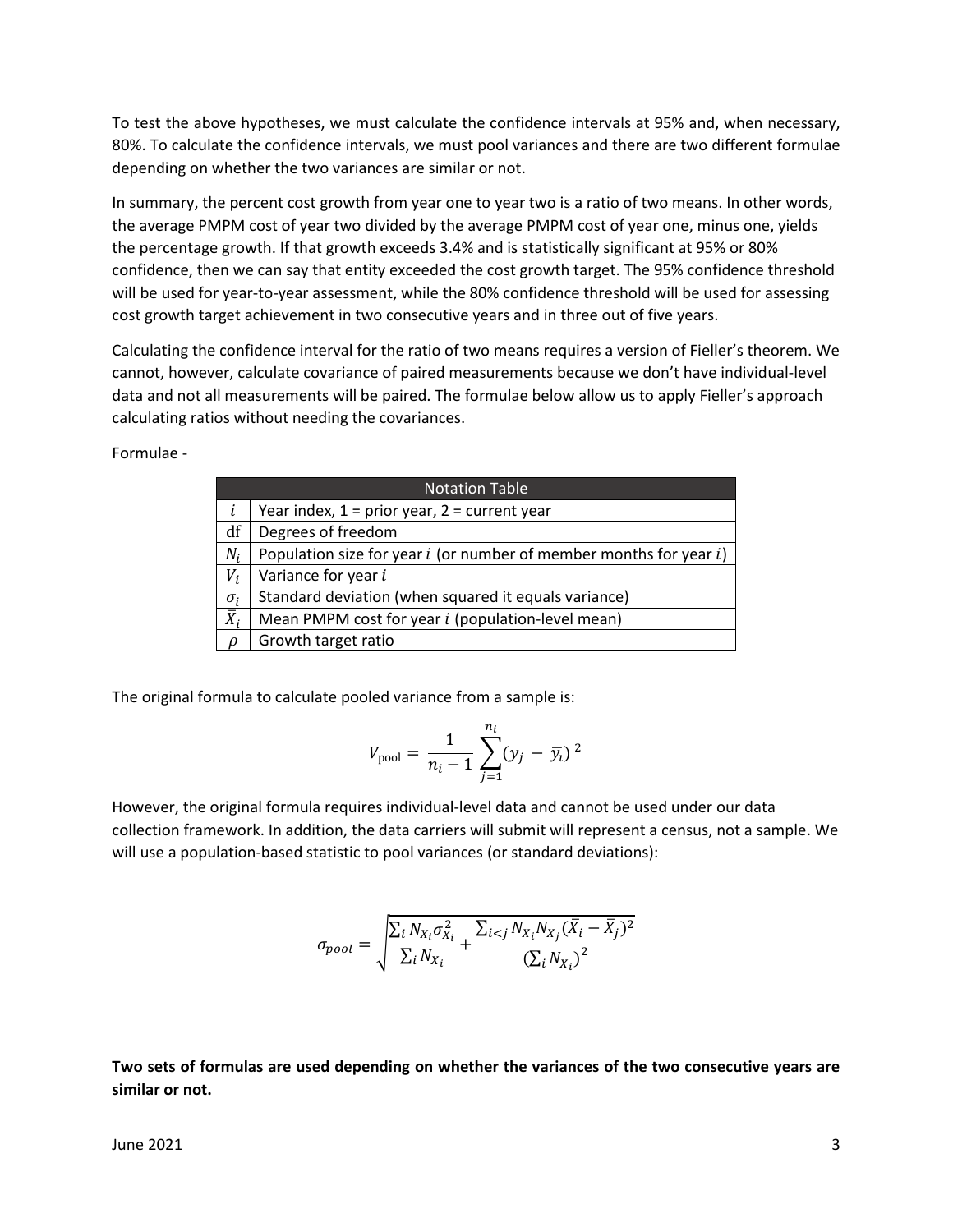To test the above hypotheses, we must calculate the confidence intervals at 95% and, when necessary, 80%. To calculate the confidence intervals, we must pool variances and there are two different formulae depending on whether the two variances are similar or not.

In summary, the percent cost growth from year one to year two is a ratio of two means. In other words, the average PMPM cost of year two divided by the average PMPM cost of year one, minus one, yields the percentage growth. If that growth exceeds 3.4% and is statistically significant at 95% or 80% confidence, then we can say that entity exceeded the cost growth target. The 95% confidence threshold will be used for year-to-year assessment, while the 80% confidence threshold will be used for assessing cost growth target achievement in two consecutive years and in three out of five years.

Calculating the confidence interval for the ratio of two means requires a version of Fieller's theorem. We cannot, however, calculate covariance of paired measurements because we don't have individual-level data and not all measurements will be paired. The formulae below allow us to apply Fieller's approach calculating ratios without needing the covariances.

Formulae -

| Notation Table | |
|---|---|
| $i$ | Year index, 1 = prior year, 2 = current year |
| df | Degrees of freedom |
| $N_i$ | Population size for year $i$ (or number of member months for year $i$) |
| $V_i$ | Variance for year $i$ |
| $\sigma_i$ | Standard deviation (when squared it equals variance) |
| $\bar{X}_i$ | Mean PMPM cost for year $i$ (population-level mean) |
| $\rho$ | Growth target ratio |

The original formula to calculate pooled variance from a sample is:

$$V_{\text{pool}} = \frac{1}{n_i - 1} \sum_{j=1}^{n_i} (y_j - \bar{y}_i)^2$$

However, the original formula requires individual-level data and cannot be used under our data collection framework. In addition, the data carriers will submit will represent a census, not a sample. We will use a population-based statistic to pool variances (or standard deviations):

$$\sigma_{pool} = \sqrt{\frac{\sum_i N_{X_i} \sigma_{X_i}^2}{\sum_i N_{X_i}} + \frac{\sum_{i<j} N_{X_i} N_{X_j} (\bar{X}_i - \bar{X}_j)^2}{\left(\sum_i N_{X_i}\right)^2}}$$

**Two sets of formulas are used depending on whether the variances of the two consecutive years are similar or not.**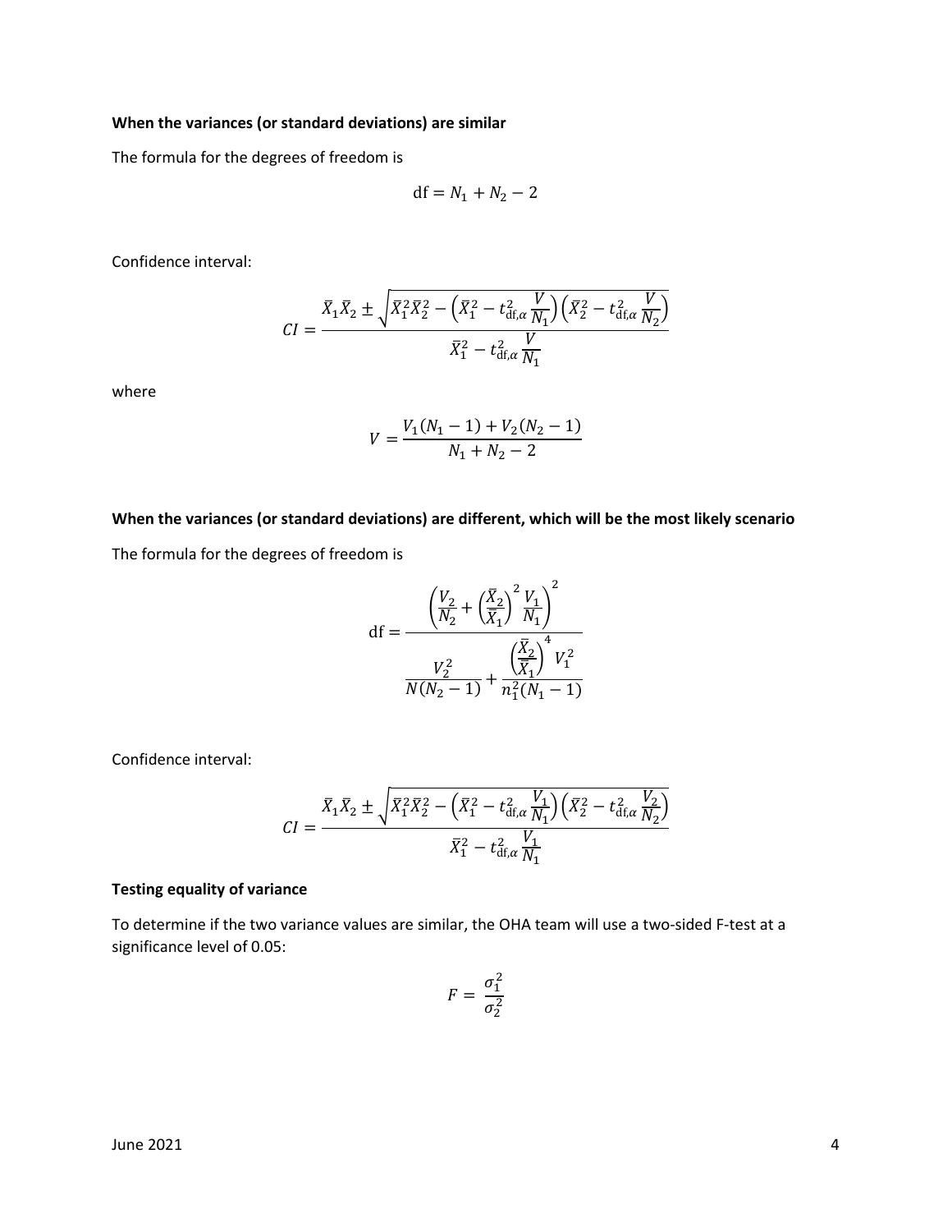**When the variances (or standard deviations) are similar**

The formula for the degrees of freedom is

$$\mathrm{df} = N_1 + N_2 - 2$$

Confidence interval:

$$CI = \frac{\bar{X}_1\bar{X}_2 \pm \sqrt{\bar{X}_1^2\bar{X}_2^2 - \left(\bar{X}_1^2 - t_{\mathrm{df},\alpha}^2 \frac{V}{N_1}\right)\left(\bar{X}_2^2 - t_{\mathrm{df},\alpha}^2 \frac{V}{N_2}\right)}}{\bar{X}_1^2 - t_{\mathrm{df},\alpha}^2 \frac{V}{N_1}}$$

where

$$V = \frac{V_1(N_1 - 1) + V_2(N_2 - 1)}{N_1 + N_2 - 2}$$

**When the variances (or standard deviations) are different, which will be the most likely scenario**

The formula for the degrees of freedom is

$$\mathrm{df} = \frac{\left(\frac{V_2}{N_2} + \left(\frac{\bar{X}_2}{\bar{X}_1}\right)^2 \frac{V_1}{N_1}\right)^2}{\frac{V_2^2}{N(N_2 - 1)} + \frac{\left(\frac{\bar{X}_2}{\bar{X}_1}\right)^4 V_1^2}{n_1^2(N_1 - 1)}}$$

Confidence interval:

$$CI = \frac{\bar{X}_1\bar{X}_2 \pm \sqrt{\bar{X}_1^2\bar{X}_2^2 - \left(\bar{X}_1^2 - t_{\mathrm{df},\alpha}^2 \frac{V_1}{N_1}\right)\left(\bar{X}_2^2 - t_{\mathrm{df},\alpha}^2 \frac{V_2}{N_2}\right)}}{\bar{X}_1^2 - t_{\mathrm{df},\alpha}^2 \frac{V_1}{N_1}}$$

**Testing equality of variance**

To determine if the two variance values are similar, the OHA team will use a two-sided F-test at a significance level of 0.05:

$$F = \frac{\sigma_1^2}{\sigma_2^2}$$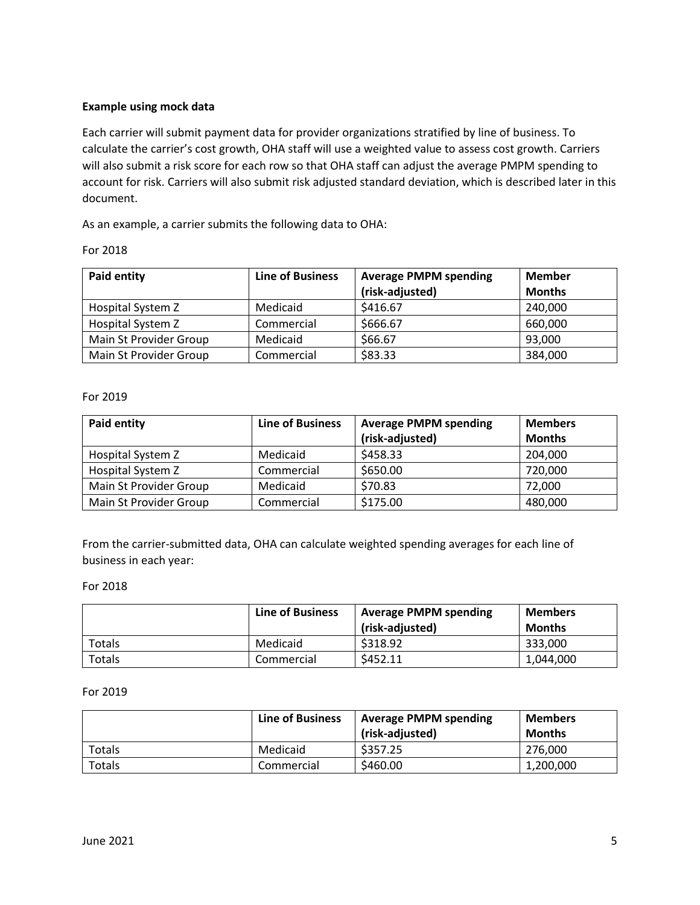**Example using mock data**

Each carrier will submit payment data for provider organizations stratified by line of business. To calculate the carrier's cost growth, OHA staff will use a weighted value to assess cost growth. Carriers will also submit a risk score for each row so that OHA staff can adjust the average PMPM spending to account for risk. Carriers will also submit risk adjusted standard deviation, which is described later in this document.

As an example, a carrier submits the following data to OHA:

For 2018

| Paid entity | Line of Business | Average PMPM spending (risk-adjusted) | Member Months |
|---|---|---|---|
| Hospital System Z | Medicaid | $416.67 | 240,000 |
| Hospital System Z | Commercial | $666.67 | 660,000 |
| Main St Provider Group | Medicaid | $66.67 | 93,000 |
| Main St Provider Group | Commercial | $83.33 | 384,000 |

For 2019

| Paid entity | Line of Business | Average PMPM spending (risk-adjusted) | Members Months |
|---|---|---|---|
| Hospital System Z | Medicaid | $458.33 | 204,000 |
| Hospital System Z | Commercial | $650.00 | 720,000 |
| Main St Provider Group | Medicaid | $70.83 | 72,000 |
| Main St Provider Group | Commercial | $175.00 | 480,000 |

From the carrier-submitted data, OHA can calculate weighted spending averages for each line of business in each year:

For 2018

| | Line of Business | Average PMPM spending (risk-adjusted) | Members Months |
|---|---|---|---|
| Totals | Medicaid | $318.92 | 333,000 |
| Totals | Commercial | $452.11 | 1,044,000 |

For 2019

| | Line of Business | Average PMPM spending (risk-adjusted) | Members Months |
|---|---|---|---|
| Totals | Medicaid | $357.25 | 276,000 |
| Totals | Commercial | $460.00 | 1,200,000 |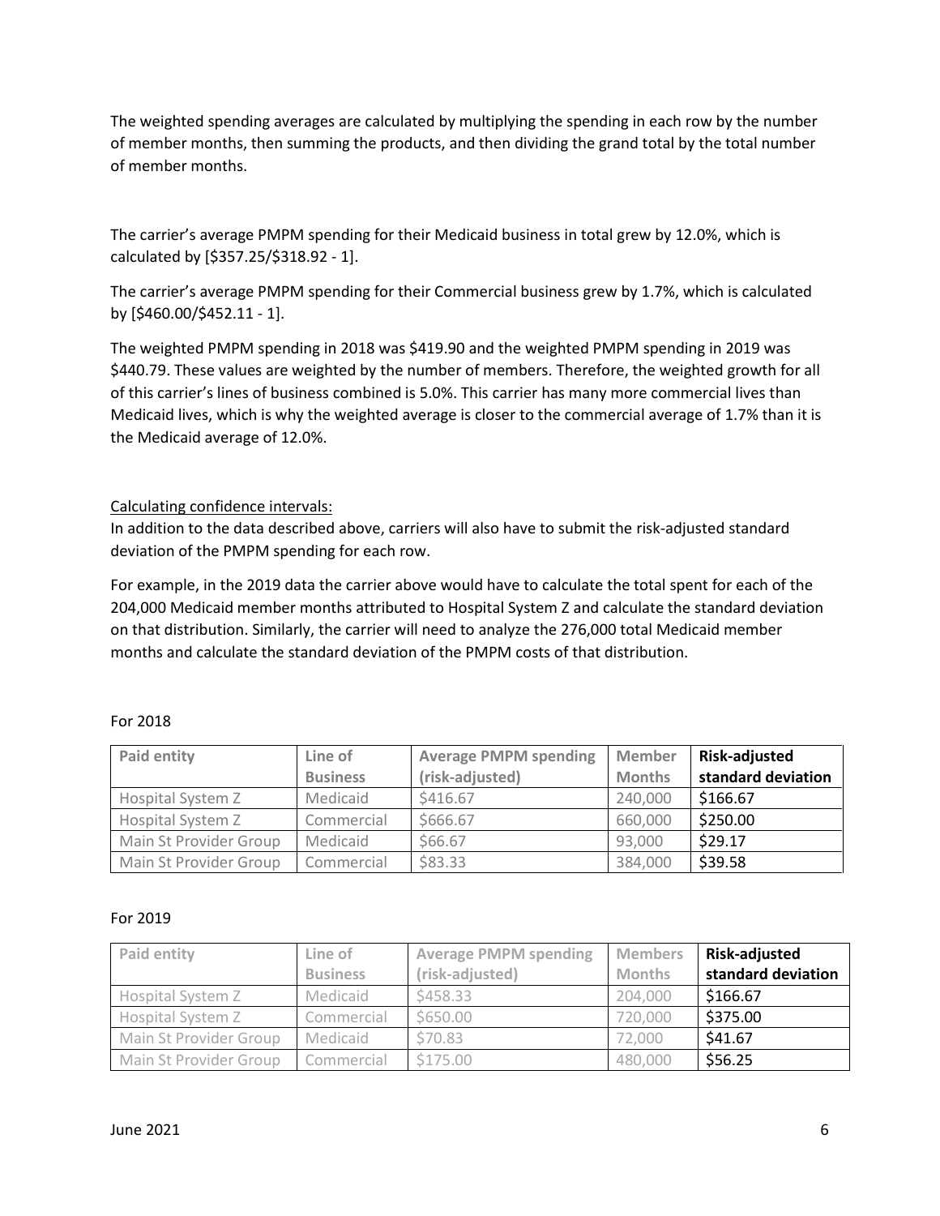The weighted spending averages are calculated by multiplying the spending in each row by the number of member months, then summing the products, and then dividing the grand total by the total number of member months.

The carrier's average PMPM spending for their Medicaid business in total grew by 12.0%, which is calculated by [$357.25/$318.92 - 1].

The carrier's average PMPM spending for their Commercial business grew by 1.7%, which is calculated by [$460.00/$452.11 - 1].

The weighted PMPM spending in 2018 was $419.90 and the weighted PMPM spending in 2019 was $440.79. These values are weighted by the number of members. Therefore, the weighted growth for all of this carrier's lines of business combined is 5.0%. This carrier has many more commercial lives than Medicaid lives, which is why the weighted average is closer to the commercial average of 1.7% than it is the Medicaid average of 12.0%.

Calculating confidence intervals:

In addition to the data described above, carriers will also have to submit the risk-adjusted standard deviation of the PMPM spending for each row.

For example, in the 2019 data the carrier above would have to calculate the total spent for each of the 204,000 Medicaid member months attributed to Hospital System Z and calculate the standard deviation on that distribution. Similarly, the carrier will need to analyze the 276,000 total Medicaid member months and calculate the standard deviation of the PMPM costs of that distribution.

For 2018

| Paid entity | Line of Business | Average PMPM spending (risk-adjusted) | Member Months | **Risk-adjusted standard deviation** |
|---|---|---|---|---|
| Hospital System Z | Medicaid | $416.67 | 240,000 | $166.67 |
| Hospital System Z | Commercial | $666.67 | 660,000 | $250.00 |
| Main St Provider Group | Medicaid | $66.67 | 93,000 | $29.17 |
| Main St Provider Group | Commercial | $83.33 | 384,000 | $39.58 |

For 2019

| Paid entity | Line of Business | Average PMPM spending (risk-adjusted) | Members Months | **Risk-adjusted standard deviation** |
|---|---|---|---|---|
| Hospital System Z | Medicaid | $458.33 | 204,000 | $166.67 |
| Hospital System Z | Commercial | $650.00 | 720,000 | $375.00 |
| Main St Provider Group | Medicaid | $70.83 | 72,000 | $41.67 |
| Main St Provider Group | Commercial | $175.00 | 480,000 | $56.25 |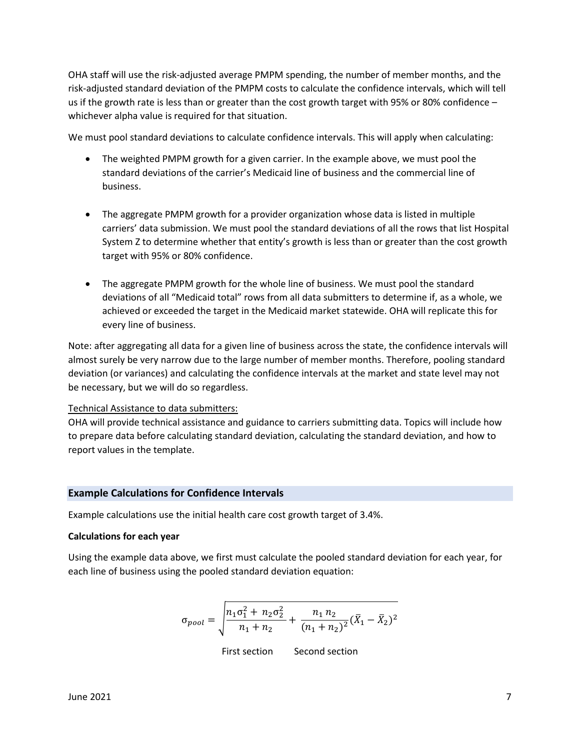OHA staff will use the risk-adjusted average PMPM spending, the number of member months, and the risk-adjusted standard deviation of the PMPM costs to calculate the confidence intervals, which will tell us if the growth rate is less than or greater than the cost growth target with 95% or 80% confidence – whichever alpha value is required for that situation.

We must pool standard deviations to calculate confidence intervals. This will apply when calculating:

- The weighted PMPM growth for a given carrier. In the example above, we must pool the standard deviations of the carrier's Medicaid line of business and the commercial line of business.
- The aggregate PMPM growth for a provider organization whose data is listed in multiple carriers' data submission. We must pool the standard deviations of all the rows that list Hospital System Z to determine whether that entity's growth is less than or greater than the cost growth target with 95% or 80% confidence.
- The aggregate PMPM growth for the whole line of business. We must pool the standard deviations of all "Medicaid total" rows from all data submitters to determine if, as a whole, we achieved or exceeded the target in the Medicaid market statewide. OHA will replicate this for every line of business.

Note: after aggregating all data for a given line of business across the state, the confidence intervals will almost surely be very narrow due to the large number of member months. Therefore, pooling standard deviation (or variances) and calculating the confidence intervals at the market and state level may not be necessary, but we will do so regardless.

Technical Assistance to data submitters:

OHA will provide technical assistance and guidance to carriers submitting data. Topics will include how to prepare data before calculating standard deviation, calculating the standard deviation, and how to report values in the template.

## Example Calculations for Confidence Intervals

Example calculations use the initial health care cost growth target of 3.4%.

**Calculations for each year**

Using the example data above, we first must calculate the pooled standard deviation for each year, for each line of business using the pooled standard deviation equation:

$$\sigma_{pool} = \sqrt{\frac{n_1\sigma_1^2 + n_2\sigma_2^2}{n_1 + n_2} + \frac{n_1\,n_2}{(n_1 + n_2)^2}(\bar{X}_1 - \bar{X}_2)^2}$$

First section Second section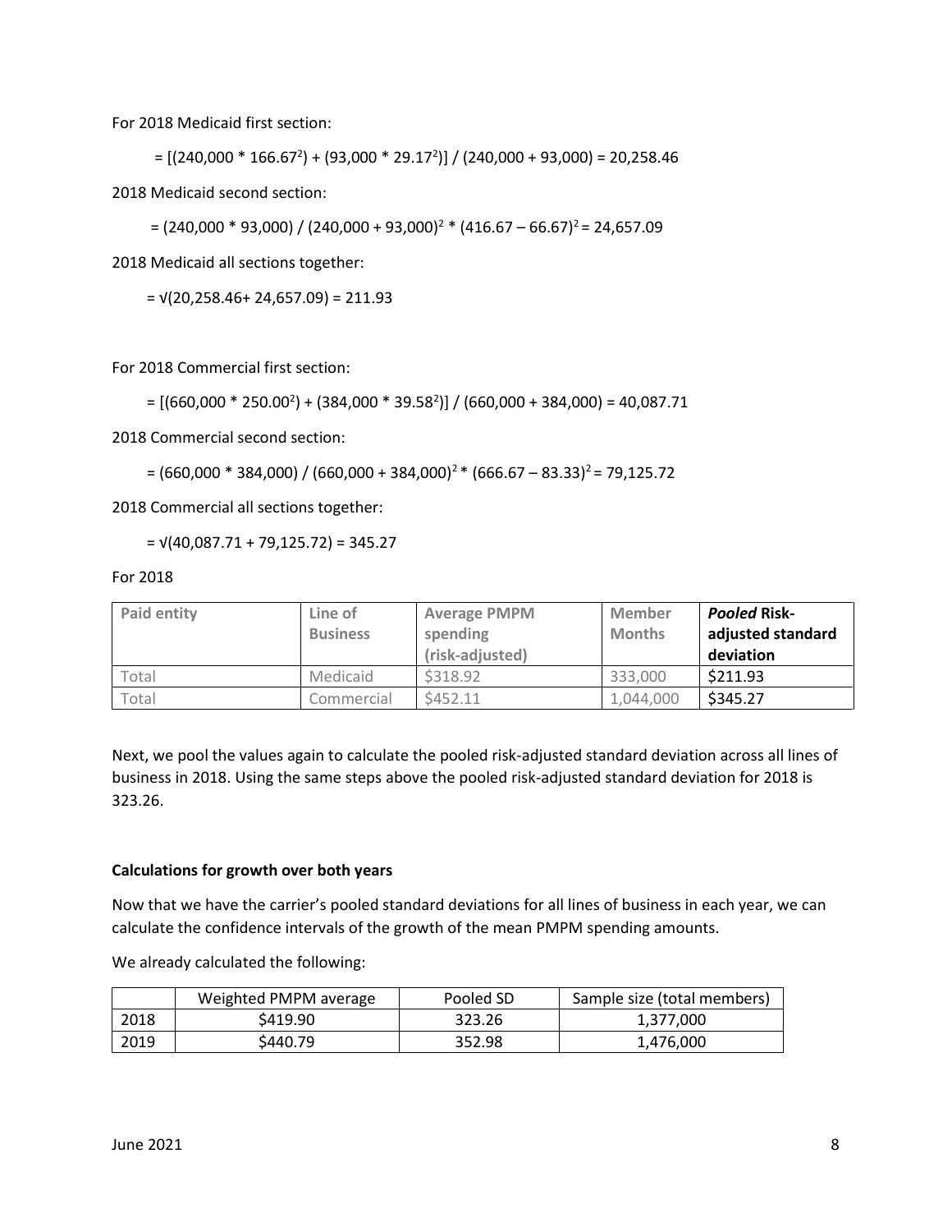For 2018 Medicaid first section:

$$= [(240{,}000 * 166.67^2) + (93{,}000 * 29.17^2)] / (240{,}000 + 93{,}000) = 20{,}258.46$$

2018 Medicaid second section:

$$= (240{,}000 * 93{,}000) / (240{,}000 + 93{,}000)^2 * (416.67 – 66.67)^2 = 24{,}657.09$$

2018 Medicaid all sections together:

$$= \sqrt{(20{,}258.46 + 24{,}657.09)} = 211.93$$

For 2018 Commercial first section:

$$= [(660{,}000 * 250.00^2) + (384{,}000 * 39.58^2)] / (660{,}000 + 384{,}000) = 40{,}087.71$$

2018 Commercial second section:

$$= (660{,}000 * 384{,}000) / (660{,}000 + 384{,}000)^2 * (666.67 – 83.33)^2 = 79{,}125.72$$

2018 Commercial all sections together:

$$= \sqrt{(40{,}087.71 + 79{,}125.72)} = 345.27$$

For 2018

| Paid entity | Line of Business | Average PMPM spending (risk-adjusted) | Member Months | ***Pooled* Risk-adjusted standard deviation** |
|---|---|---|---|---|
| Total | Medicaid | $318.92 | 333,000 | $211.93 |
| Total | Commercial | $452.11 | 1,044,000 | $345.27 |

Next, we pool the values again to calculate the pooled risk-adjusted standard deviation across all lines of business in 2018. Using the same steps above the pooled risk-adjusted standard deviation for 2018 is 323.26.

**Calculations for growth over both years**

Now that we have the carrier's pooled standard deviations for all lines of business in each year, we can calculate the confidence intervals of the growth of the mean PMPM spending amounts.

We already calculated the following:

| | Weighted PMPM average | Pooled SD | Sample size (total members) |
|---|---|---|---|
| 2018 | $419.90 | 323.26 | 1,377,000 |
| 2019 | $440.79 | 352.98 | 1,476,000 |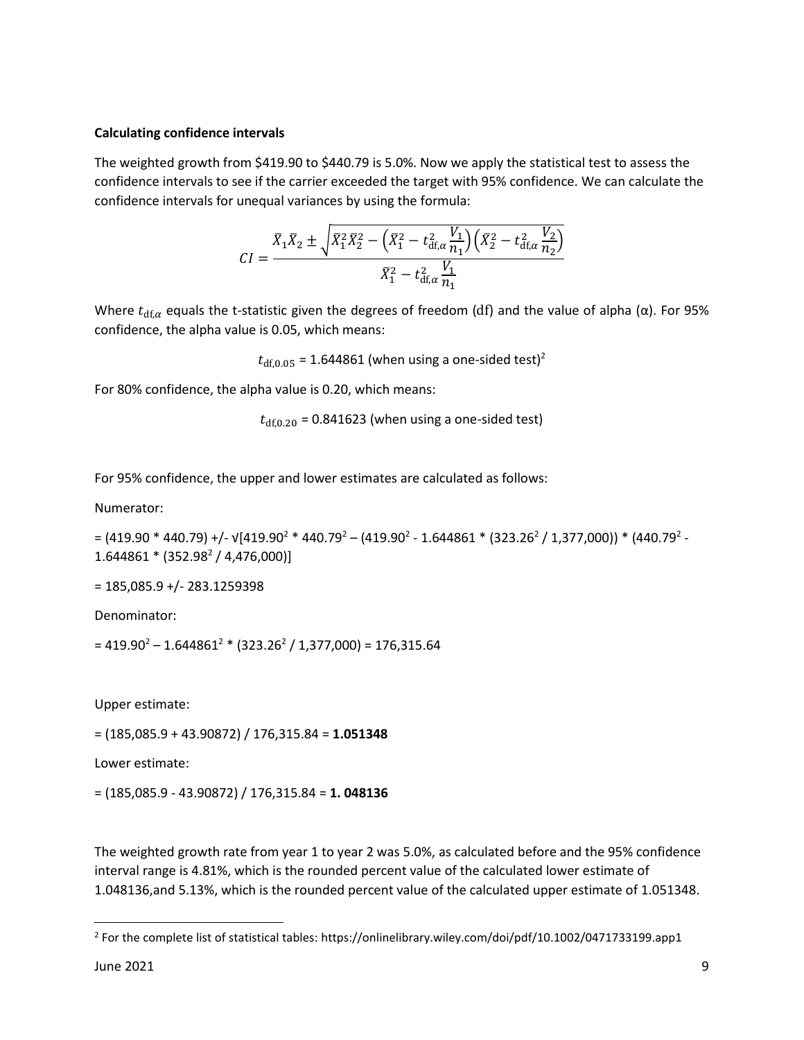**Calculating confidence intervals**

The weighted growth from \$419.90 to \$440.79 is 5.0%. Now we apply the statistical test to assess the confidence intervals to see if the carrier exceeded the target with 95% confidence. We can calculate the confidence intervals for unequal variances by using the formula:

$$CI = \frac{\bar{X}_1\bar{X}_2 \pm \sqrt{\bar{X}_1^2\bar{X}_2^2 - \left(\bar{X}_1^2 - t_{\mathrm{df},\alpha}^2 \frac{V_1}{n_1}\right)\left(\bar{X}_2^2 - t_{\mathrm{df},\alpha}^2 \frac{V_2}{n_2}\right)}}{\bar{X}_1^2 - t_{\mathrm{df},\alpha}^2 \frac{V_1}{n_1}}$$

Where $t_{\mathrm{df},\alpha}$ equals the t-statistic given the degrees of freedom (df) and the value of alpha (α). For 95% confidence, the alpha value is 0.05, which means:

$t_{\mathrm{df},0.05}$ = 1.644861 (when using a one-sided test)[2]

For 80% confidence, the alpha value is 0.20, which means:

$t_{\mathrm{df},0.20}$ = 0.841623 (when using a one-sided test)

For 95% confidence, the upper and lower estimates are calculated as follows:

Numerator:

= (419.90 * 440.79) +/- √[$419.90^2$ * $440.79^2$ – ($419.90^2$ - 1.644861 * ($323.26^2$ / 1,377,000)) * ($440.79^2$ - 1.644861 * ($352.98^2$ / 4,476,000)]

= 185,085.9 +/- 283.1259398

Denominator:

= $419.90^2$ – $1.644861^2$ * ($323.26^2$ / 1,377,000) = 176,315.64

Upper estimate:

= (185,085.9 + 43.90872) / 176,315.84 = **1.051348**

Lower estimate:

= (185,085.9 - 43.90872) / 176,315.84 = **1. 048136**

The weighted growth rate from year 1 to year 2 was 5.0%, as calculated before and the 95% confidence interval range is 4.81%, which is the rounded percent value of the calculated lower estimate of 1.048136,and 5.13%, which is the rounded percent value of the calculated upper estimate of 1.051348.

[2] For the complete list of statistical tables: https://onlinelibrary.wiley.com/doi/pdf/10.1002/0471733199.app1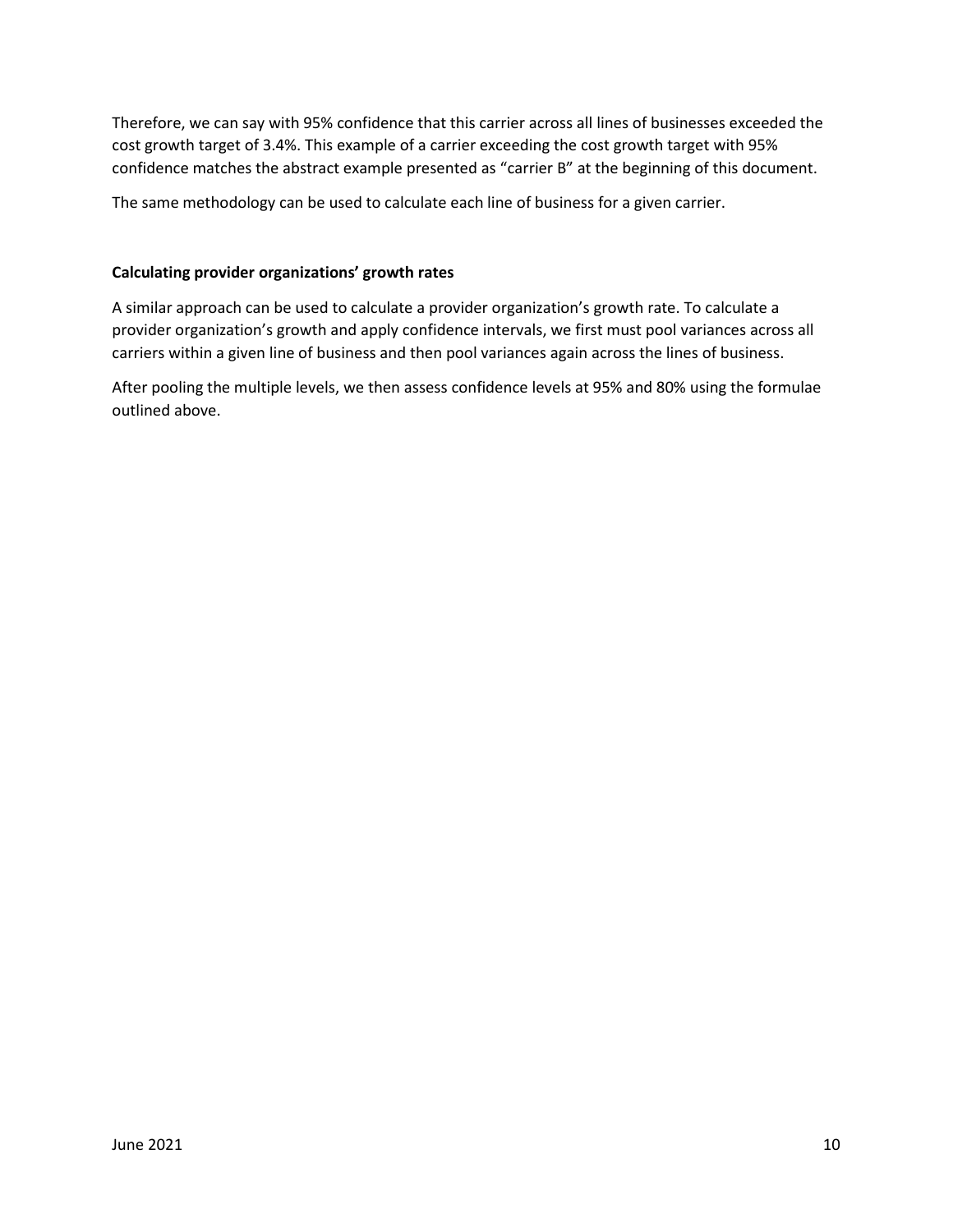Therefore, we can say with 95% confidence that this carrier across all lines of businesses exceeded the cost growth target of 3.4%. This example of a carrier exceeding the cost growth target with 95% confidence matches the abstract example presented as “carrier B” at the beginning of this document.

The same methodology can be used to calculate each line of business for a given carrier.

**Calculating provider organizations’ growth rates**

A similar approach can be used to calculate a provider organization’s growth rate. To calculate a provider organization’s growth and apply confidence intervals, we first must pool variances across all carriers within a given line of business and then pool variances again across the lines of business.

After pooling the multiple levels, we then assess confidence levels at 95% and 80% using the formulae outlined above.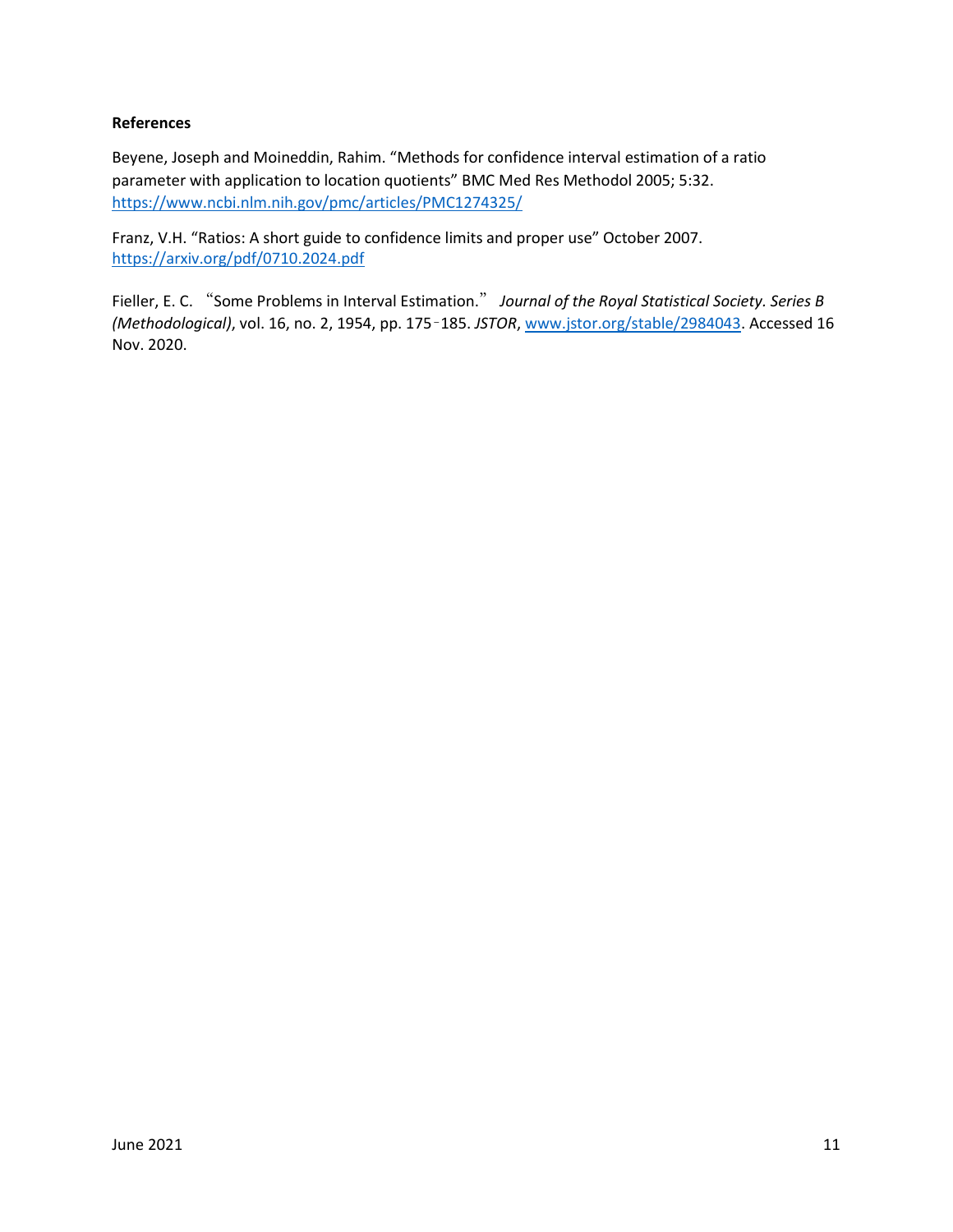**References**

Beyene, Joseph and Moineddin, Rahim. "Methods for confidence interval estimation of a ratio parameter with application to location quotients" BMC Med Res Methodol 2005; 5:32. https://www.ncbi.nlm.nih.gov/pmc/articles/PMC1274325/

Franz, V.H. "Ratios: A short guide to confidence limits and proper use" October 2007. https://arxiv.org/pdf/0710.2024.pdf

Fieller, E. C. "Some Problems in Interval Estimation." *Journal of the Royal Statistical Society. Series B (Methodological)*, vol. 16, no. 2, 1954, pp. 175–185. *JSTOR*, www.jstor.org/stable/2984043. Accessed 16 Nov. 2020.